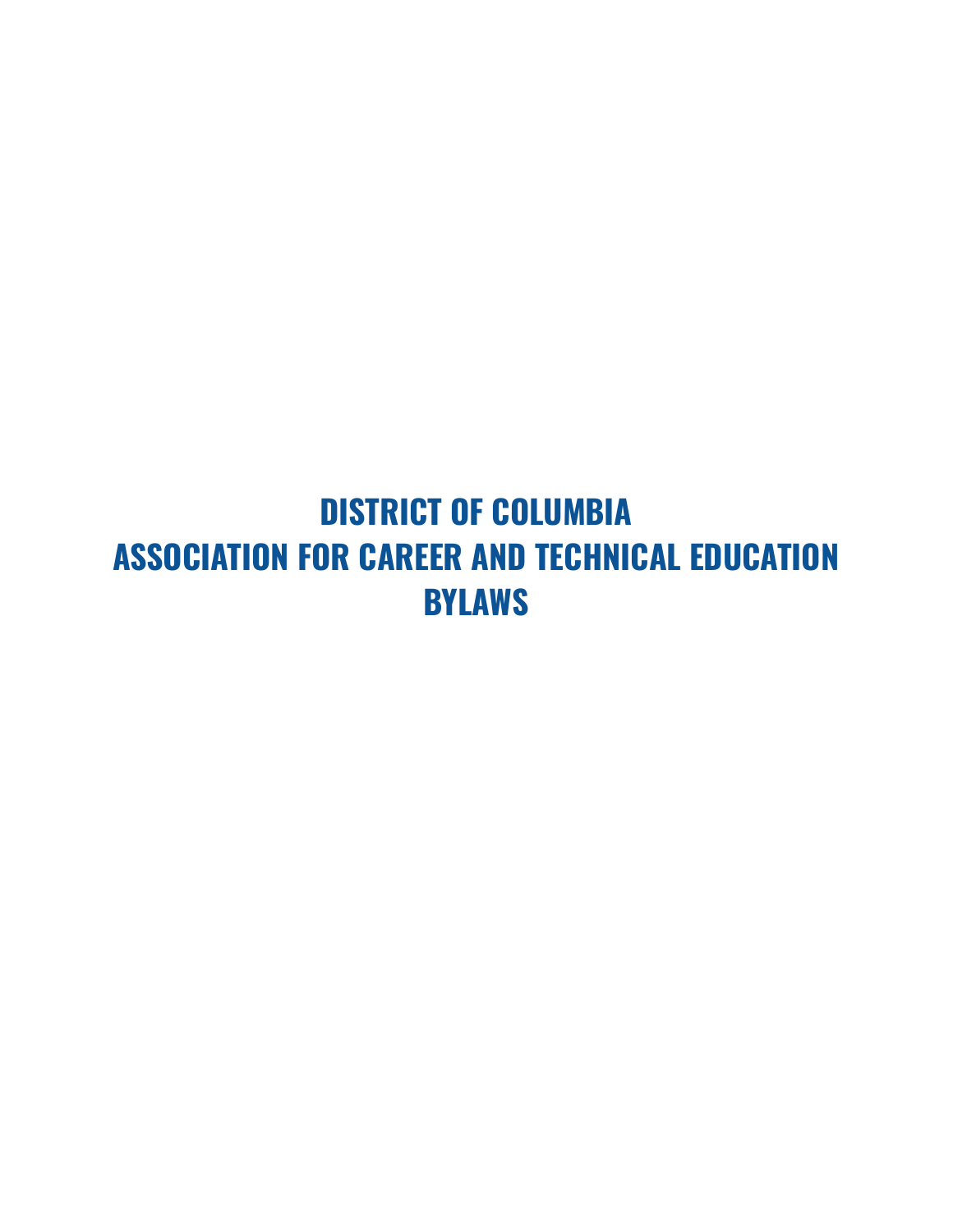# DISTRICT OF COLUMBIA
# ASSOCIATION FOR CAREER AND TECHNICAL EDUCATION
# BYLAWS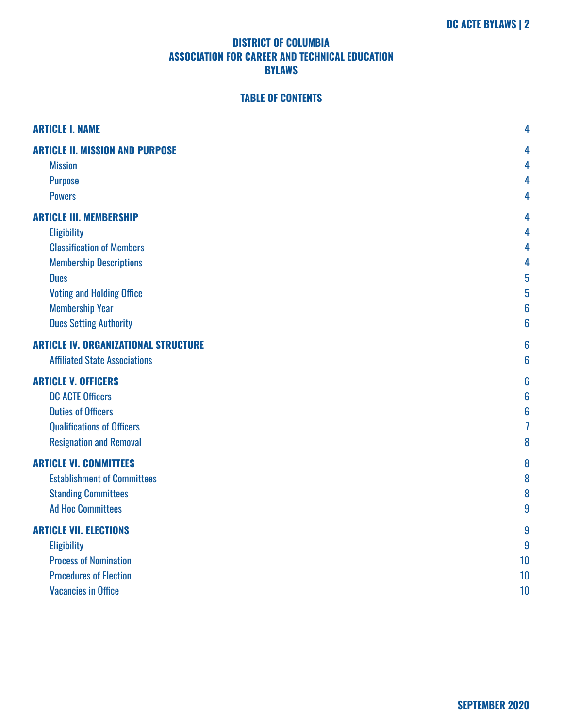# DISTRICT OF COLUMBIA
# ASSOCIATION FOR CAREER AND TECHNICAL EDUCATION
# BYLAWS

## TABLE OF CONTENTS

**ARTICLE I. NAME** 4

**ARTICLE II. MISSION AND PURPOSE** 4
- Mission 4
- Purpose 4
- Powers 4

**ARTICLE III. MEMBERSHIP** 4
- Eligibility 4
- Classification of Members 4
- Membership Descriptions 4
- Dues 5
- Voting and Holding Office 5
- Membership Year 6
- Dues Setting Authority 6

**ARTICLE IV. ORGANIZATIONAL STRUCTURE** 6
- Affiliated State Associations 6

**ARTICLE V. OFFICERS** 6
- DC ACTE Officers 6
- Duties of Officers 6
- Qualifications of Officers 7
- Resignation and Removal 8

**ARTICLE VI. COMMITTEES** 8
- Establishment of Committees 8
- Standing Committees 8
- Ad Hoc Committees 9

**ARTICLE VII. ELECTIONS** 9
- Eligibility 9
- Process of Nomination 10
- Procedures of Election 10
- Vacancies in Office 10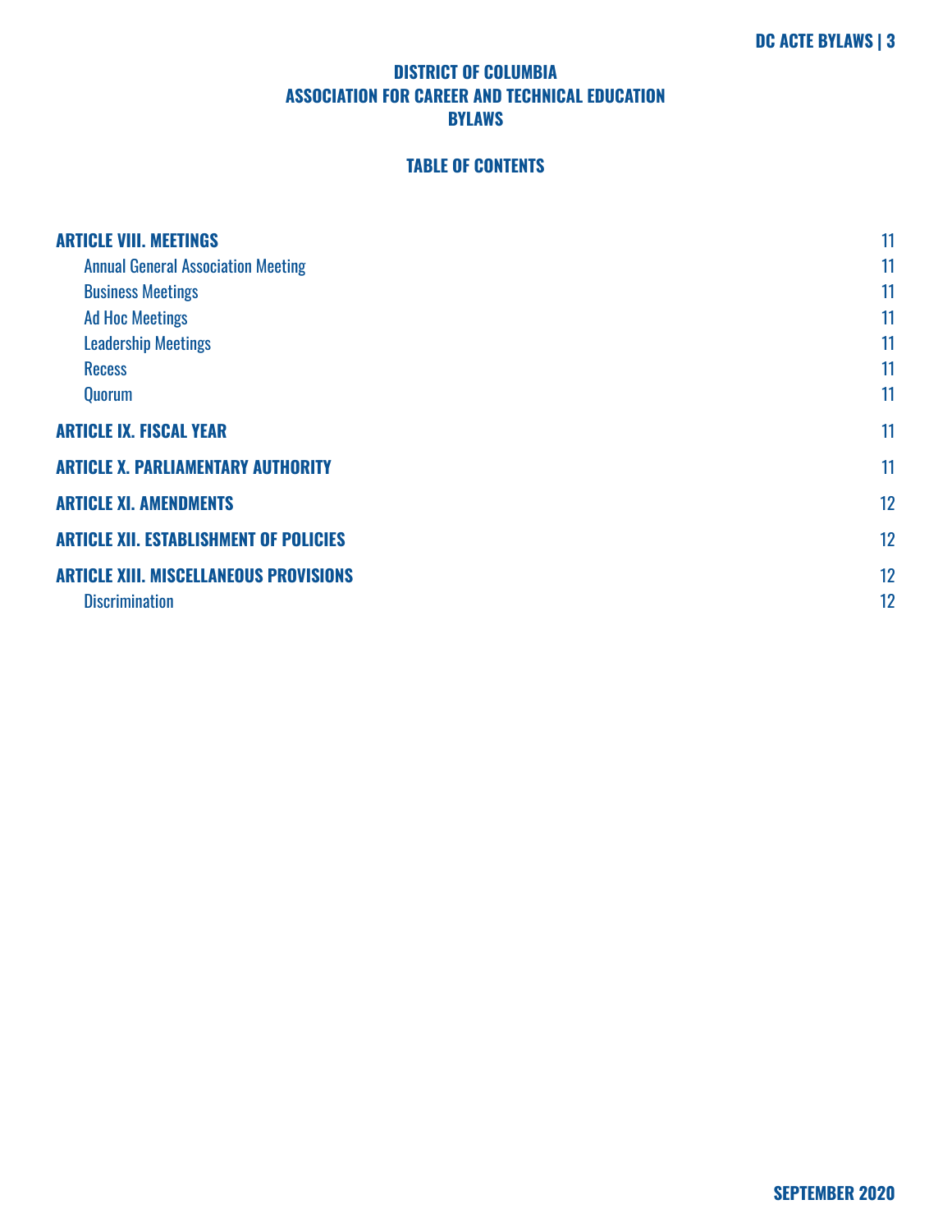**DISTRICT OF COLUMBIA**
**ASSOCIATION FOR CAREER AND TECHNICAL EDUCATION**
**BYLAWS**

**TABLE OF CONTENTS**

| | |
|---|---|
| **ARTICLE VIII. MEETINGS** | 11 |
| Annual General Association Meeting | 11 |
| Business Meetings | 11 |
| Ad Hoc Meetings | 11 |
| Leadership Meetings | 11 |
| Recess | 11 |
| Quorum | 11 |
| **ARTICLE IX. FISCAL YEAR** | 11 |
| **ARTICLE X. PARLIAMENTARY AUTHORITY** | 11 |
| **ARTICLE XI. AMENDMENTS** | 12 |
| **ARTICLE XII. ESTABLISHMENT OF POLICIES** | 12 |
| **ARTICLE XIII. MISCELLANEOUS PROVISIONS** | 12 |
| Discrimination | 12 |

**SEPTEMBER 2020**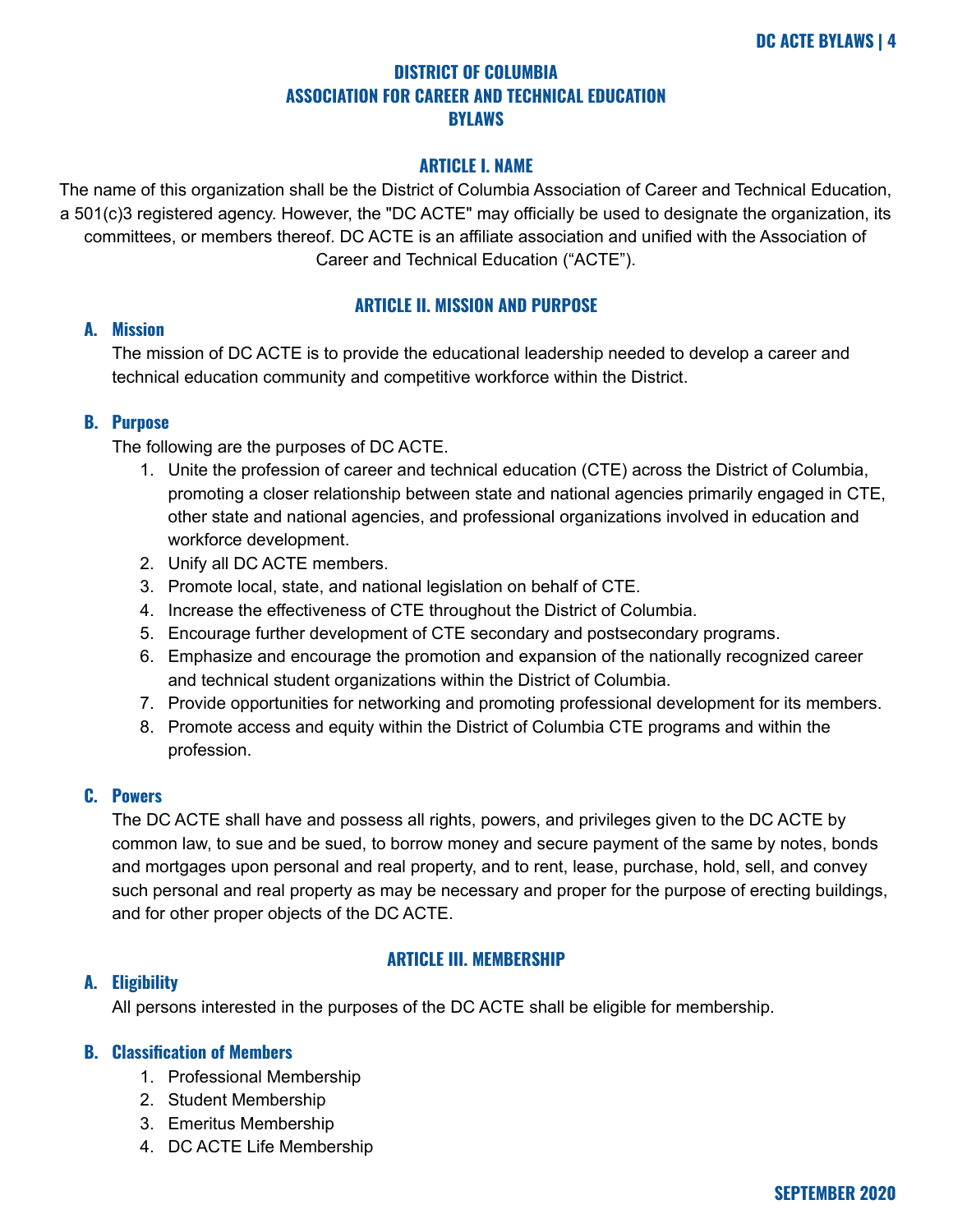# DISTRICT OF COLUMBIA
# ASSOCIATION FOR CAREER AND TECHNICAL EDUCATION
# BYLAWS

## ARTICLE I. NAME

The name of this organization shall be the District of Columbia Association of Career and Technical Education, a 501(c)3 registered agency. However, the "DC ACTE" may officially be used to designate the organization, its committees, or members thereof. DC ACTE is an affiliate association and unified with the Association of Career and Technical Education (“ACTE”).

## ARTICLE II. MISSION AND PURPOSE

### A. Mission

The mission of DC ACTE is to provide the educational leadership needed to develop a career and technical education community and competitive workforce within the District.

### B. Purpose

The following are the purposes of DC ACTE.

1. Unite the profession of career and technical education (CTE) across the District of Columbia, promoting a closer relationship between state and national agencies primarily engaged in CTE, other state and national agencies, and professional organizations involved in education and workforce development.
2. Unify all DC ACTE members.
3. Promote local, state, and national legislation on behalf of CTE.
4. Increase the effectiveness of CTE throughout the District of Columbia.
5. Encourage further development of CTE secondary and postsecondary programs.
6. Emphasize and encourage the promotion and expansion of the nationally recognized career and technical student organizations within the District of Columbia.
7. Provide opportunities for networking and promoting professional development for its members.
8. Promote access and equity within the District of Columbia CTE programs and within the profession.

### C. Powers

The DC ACTE shall have and possess all rights, powers, and privileges given to the DC ACTE by common law, to sue and be sued, to borrow money and secure payment of the same by notes, bonds and mortgages upon personal and real property, and to rent, lease, purchase, hold, sell, and convey such personal and real property as may be necessary and proper for the purpose of erecting buildings, and for other proper objects of the DC ACTE.

## ARTICLE III. MEMBERSHIP

### A. Eligibility

All persons interested in the purposes of the DC ACTE shall be eligible for membership.

### B. Classification of Members

1. Professional Membership
2. Student Membership
3. Emeritus Membership
4. DC ACTE Life Membership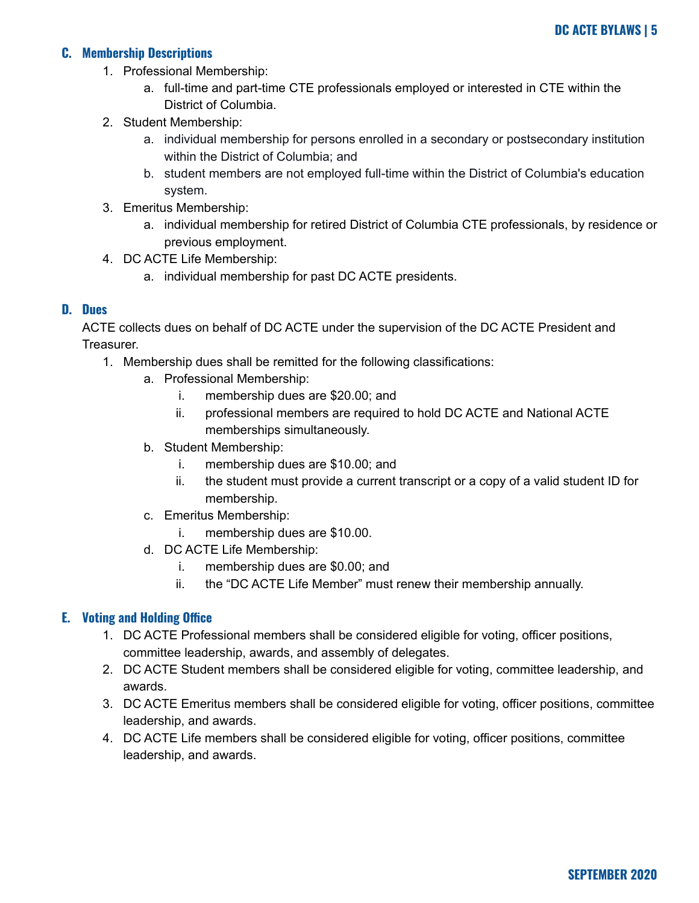### C. Membership Descriptions

1. Professional Membership:
    a. full-time and part-time CTE professionals employed or interested in CTE within the District of Columbia.
2. Student Membership:
    a. individual membership for persons enrolled in a secondary or postsecondary institution within the District of Columbia; and
    b. student members are not employed full-time within the District of Columbia's education system.
3. Emeritus Membership:
    a. individual membership for retired District of Columbia CTE professionals, by residence or previous employment.
4. DC ACTE Life Membership:
    a. individual membership for past DC ACTE presidents.

### D. Dues

ACTE collects dues on behalf of DC ACTE under the supervision of the DC ACTE President and Treasurer.

1. Membership dues shall be remitted for the following classifications:
    a. Professional Membership:
        i. membership dues are $20.00; and
        ii. professional members are required to hold DC ACTE and National ACTE memberships simultaneously.
    b. Student Membership:
        i. membership dues are $10.00; and
        ii. the student must provide a current transcript or a copy of a valid student ID for membership.
    c. Emeritus Membership:
        i. membership dues are $10.00.
    d. DC ACTE Life Membership:
        i. membership dues are $0.00; and
        ii. the “DC ACTE Life Member” must renew their membership annually.

### E. Voting and Holding Office

1. DC ACTE Professional members shall be considered eligible for voting, officer positions, committee leadership, awards, and assembly of delegates.
2. DC ACTE Student members shall be considered eligible for voting, committee leadership, and awards.
3. DC ACTE Emeritus members shall be considered eligible for voting, officer positions, committee leadership, and awards.
4. DC ACTE Life members shall be considered eligible for voting, officer positions, committee leadership, and awards.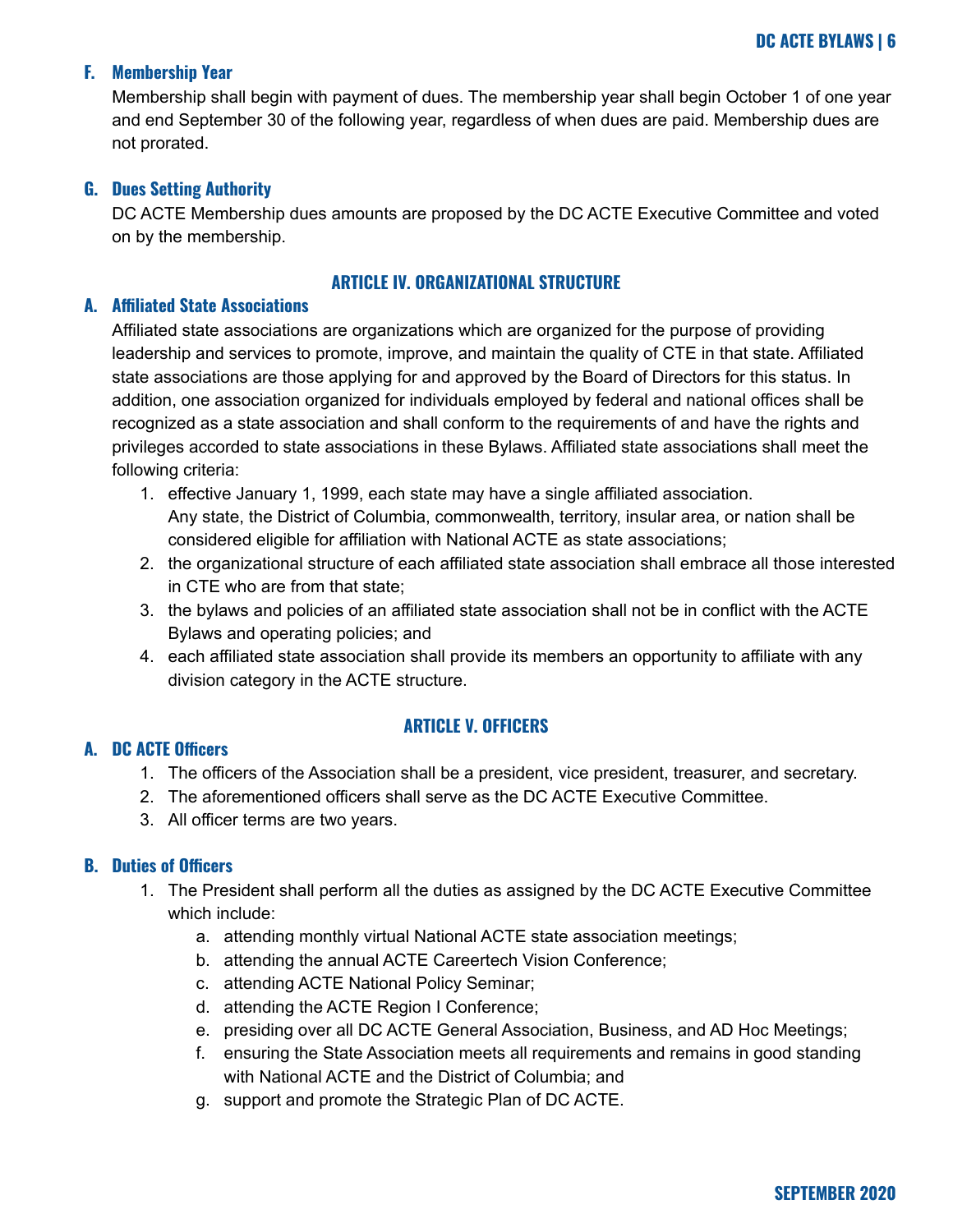### F. Membership Year

Membership shall begin with payment of dues. The membership year shall begin October 1 of one year and end September 30 of the following year, regardless of when dues are paid. Membership dues are not prorated.

### G. Dues Setting Authority

DC ACTE Membership dues amounts are proposed by the DC ACTE Executive Committee and voted on by the membership.

## ARTICLE IV. ORGANIZATIONAL STRUCTURE

### A. Affiliated State Associations

Affiliated state associations are organizations which are organized for the purpose of providing leadership and services to promote, improve, and maintain the quality of CTE in that state. Affiliated state associations are those applying for and approved by the Board of Directors for this status. In addition, one association organized for individuals employed by federal and national offices shall be recognized as a state association and shall conform to the requirements of and have the rights and privileges accorded to state associations in these Bylaws. Affiliated state associations shall meet the following criteria:

1. effective January 1, 1999, each state may have a single affiliated association. Any state, the District of Columbia, commonwealth, territory, insular area, or nation shall be considered eligible for affiliation with National ACTE as state associations;
2. the organizational structure of each affiliated state association shall embrace all those interested in CTE who are from that state;
3. the bylaws and policies of an affiliated state association shall not be in conflict with the ACTE Bylaws and operating policies; and
4. each affiliated state association shall provide its members an opportunity to affiliate with any division category in the ACTE structure.

## ARTICLE V. OFFICERS

### A. DC ACTE Officers

1. The officers of the Association shall be a president, vice president, treasurer, and secretary.
2. The aforementioned officers shall serve as the DC ACTE Executive Committee.
3. All officer terms are two years.

### B. Duties of Officers

1. The President shall perform all the duties as assigned by the DC ACTE Executive Committee which include:
    a. attending monthly virtual National ACTE state association meetings;
    b. attending the annual ACTE Careertech Vision Conference;
    c. attending ACTE National Policy Seminar;
    d. attending the ACTE Region I Conference;
    e. presiding over all DC ACTE General Association, Business, and AD Hoc Meetings;
    f. ensuring the State Association meets all requirements and remains in good standing with National ACTE and the District of Columbia; and
    g. support and promote the Strategic Plan of DC ACTE.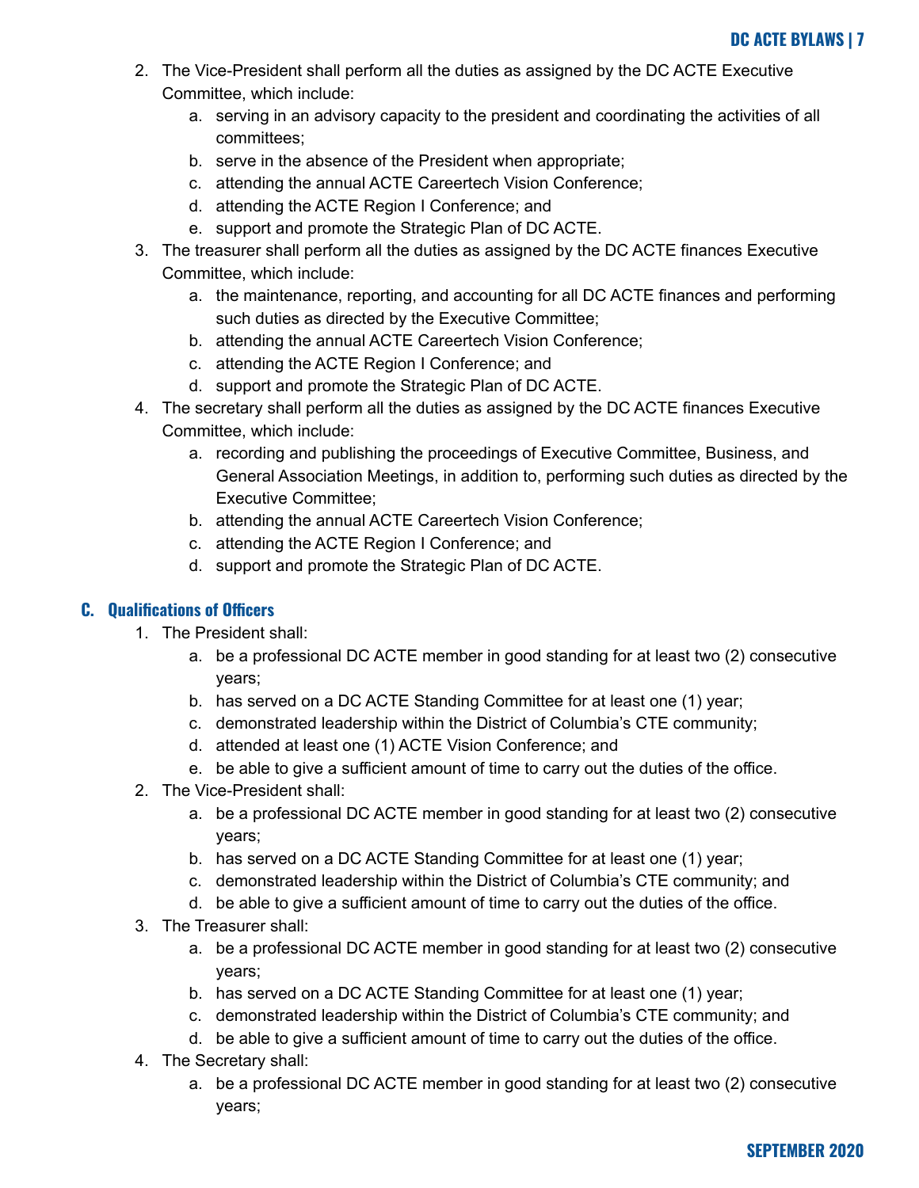2. The Vice-President shall perform all the duties as assigned by the DC ACTE Executive Committee, which include:
    a. serving in an advisory capacity to the president and coordinating the activities of all committees;
    b. serve in the absence of the President when appropriate;
    c. attending the annual ACTE Careertech Vision Conference;
    d. attending the ACTE Region I Conference; and
    e. support and promote the Strategic Plan of DC ACTE.
3. The treasurer shall perform all the duties as assigned by the DC ACTE finances Executive Committee, which include:
    a. the maintenance, reporting, and accounting for all DC ACTE finances and performing such duties as directed by the Executive Committee;
    b. attending the annual ACTE Careertech Vision Conference;
    c. attending the ACTE Region I Conference; and
    d. support and promote the Strategic Plan of DC ACTE.
4. The secretary shall perform all the duties as assigned by the DC ACTE finances Executive Committee, which include:
    a. recording and publishing the proceedings of Executive Committee, Business, and General Association Meetings, in addition to, performing such duties as directed by the Executive Committee;
    b. attending the annual ACTE Careertech Vision Conference;
    c. attending the ACTE Region I Conference; and
    d. support and promote the Strategic Plan of DC ACTE.

### C. Qualifications of Officers

1. The President shall:
    a. be a professional DC ACTE member in good standing for at least two (2) consecutive years;
    b. has served on a DC ACTE Standing Committee for at least one (1) year;
    c. demonstrated leadership within the District of Columbia's CTE community;
    d. attended at least one (1) ACTE Vision Conference; and
    e. be able to give a sufficient amount of time to carry out the duties of the office.
2. The Vice-President shall:
    a. be a professional DC ACTE member in good standing for at least two (2) consecutive years;
    b. has served on a DC ACTE Standing Committee for at least one (1) year;
    c. demonstrated leadership within the District of Columbia's CTE community; and
    d. be able to give a sufficient amount of time to carry out the duties of the office.
3. The Treasurer shall:
    a. be a professional DC ACTE member in good standing for at least two (2) consecutive years;
    b. has served on a DC ACTE Standing Committee for at least one (1) year;
    c. demonstrated leadership within the District of Columbia's CTE community; and
    d. be able to give a sufficient amount of time to carry out the duties of the office.
4. The Secretary shall:
    a. be a professional DC ACTE member in good standing for at least two (2) consecutive years;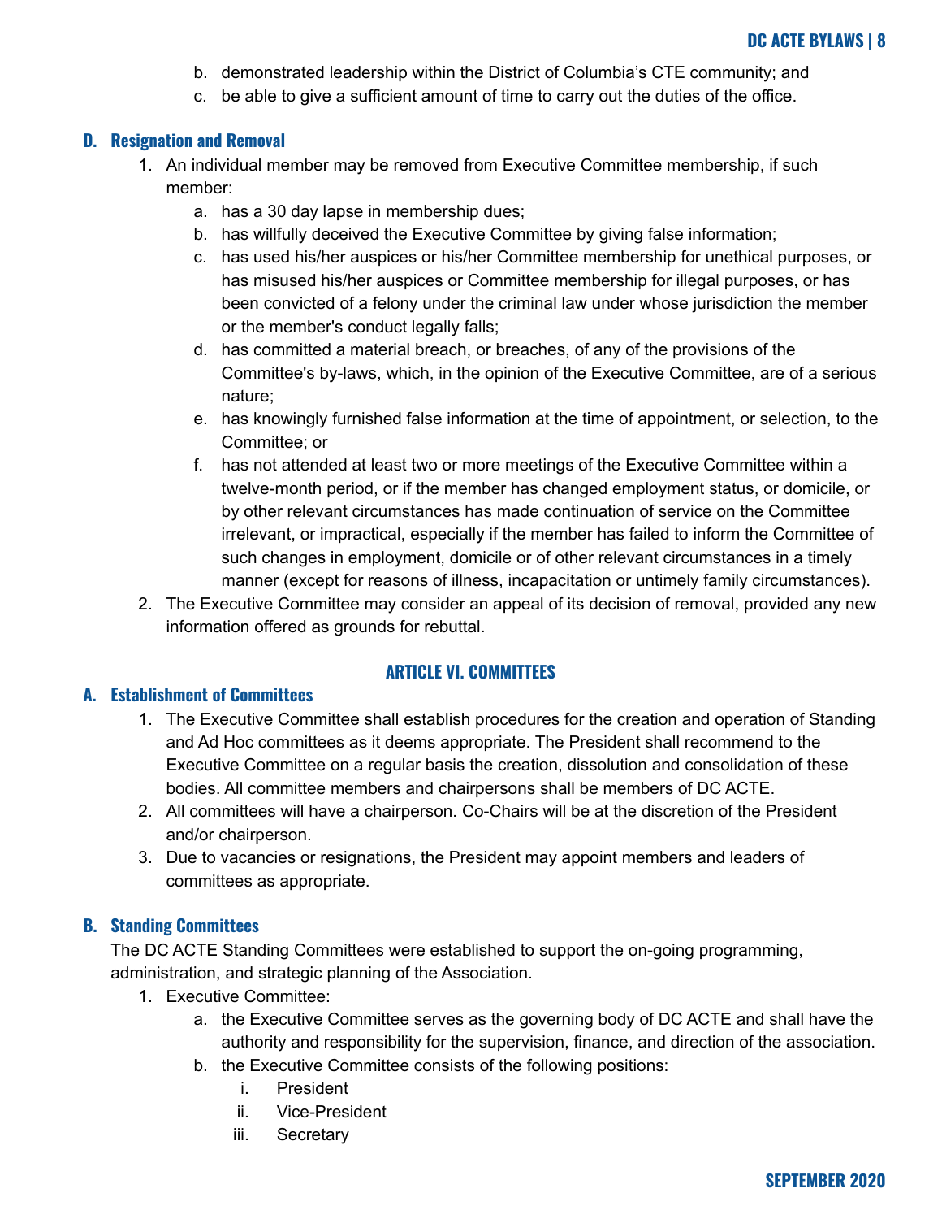b. demonstrated leadership within the District of Columbia's CTE community; and
   c. be able to give a sufficient amount of time to carry out the duties of the office.

### D. Resignation and Removal

1. An individual member may be removed from Executive Committee membership, if such member:
   a. has a 30 day lapse in membership dues;
   b. has willfully deceived the Executive Committee by giving false information;
   c. has used his/her auspices or his/her Committee membership for unethical purposes, or has misused his/her auspices or Committee membership for illegal purposes, or has been convicted of a felony under the criminal law under whose jurisdiction the member or the member's conduct legally falls;
   d. has committed a material breach, or breaches, of any of the provisions of the Committee's by-laws, which, in the opinion of the Executive Committee, are of a serious nature;
   e. has knowingly furnished false information at the time of appointment, or selection, to the Committee; or
   f. has not attended at least two or more meetings of the Executive Committee within a twelve-month period, or if the member has changed employment status, or domicile, or by other relevant circumstances has made continuation of service on the Committee irrelevant, or impractical, especially if the member has failed to inform the Committee of such changes in employment, domicile or of other relevant circumstances in a timely manner (except for reasons of illness, incapacitation or untimely family circumstances).
2. The Executive Committee may consider an appeal of its decision of removal, provided any new information offered as grounds for rebuttal.

## ARTICLE VI. COMMITTEES

### A. Establishment of Committees

1. The Executive Committee shall establish procedures for the creation and operation of Standing and Ad Hoc committees as it deems appropriate. The President shall recommend to the Executive Committee on a regular basis the creation, dissolution and consolidation of these bodies. All committee members and chairpersons shall be members of DC ACTE.
2. All committees will have a chairperson. Co-Chairs will be at the discretion of the President and/or chairperson.
3. Due to vacancies or resignations, the President may appoint members and leaders of committees as appropriate.

### B. Standing Committees

The DC ACTE Standing Committees were established to support the on-going programming, administration, and strategic planning of the Association.

1. Executive Committee:
   a. the Executive Committee serves as the governing body of DC ACTE and shall have the authority and responsibility for the supervision, finance, and direction of the association.
   b. the Executive Committee consists of the following positions:
      i. President
      ii. Vice-President
      iii. Secretary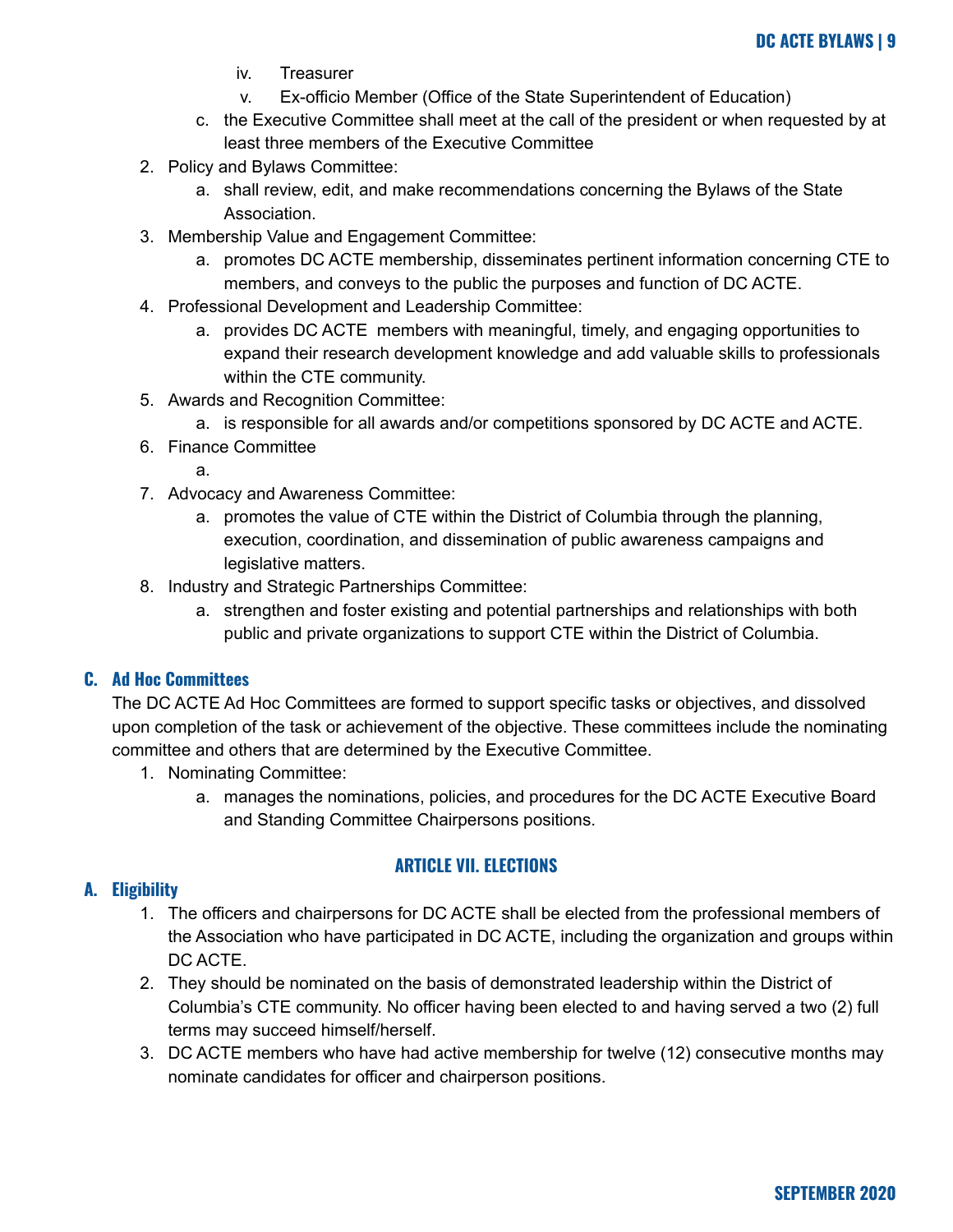iv. Treasurer
    v. Ex-officio Member (Office of the State Superintendent of Education)
  c. the Executive Committee shall meet at the call of the president or when requested by at least three members of the Executive Committee
2. Policy and Bylaws Committee:
    a. shall review, edit, and make recommendations concerning the Bylaws of the State Association.
3. Membership Value and Engagement Committee:
    a. promotes DC ACTE membership, disseminates pertinent information concerning CTE to members, and conveys to the public the purposes and function of DC ACTE.
4. Professional Development and Leadership Committee:
    a. provides DC ACTE members with meaningful, timely, and engaging opportunities to expand their research development knowledge and add valuable skills to professionals within the CTE community.
5. Awards and Recognition Committee:
    a. is responsible for all awards and/or competitions sponsored by DC ACTE and ACTE.
6. Finance Committee
    a.
7. Advocacy and Awareness Committee:
    a. promotes the value of CTE within the District of Columbia through the planning, execution, coordination, and dissemination of public awareness campaigns and legislative matters.
8. Industry and Strategic Partnerships Committee:
    a. strengthen and foster existing and potential partnerships and relationships with both public and private organizations to support CTE within the District of Columbia.

### C. Ad Hoc Committees

The DC ACTE Ad Hoc Committees are formed to support specific tasks or objectives, and dissolved upon completion of the task or achievement of the objective. These committees include the nominating committee and others that are determined by the Executive Committee.

1. Nominating Committee:
    a. manages the nominations, policies, and procedures for the DC ACTE Executive Board and Standing Committee Chairpersons positions.

## ARTICLE VII. ELECTIONS

### A. Eligibility

1. The officers and chairpersons for DC ACTE shall be elected from the professional members of the Association who have participated in DC ACTE, including the organization and groups within DC ACTE.
2. They should be nominated on the basis of demonstrated leadership within the District of Columbia's CTE community. No officer having been elected to and having served a two (2) full terms may succeed himself/herself.
3. DC ACTE members who have had active membership for twelve (12) consecutive months may nominate candidates for officer and chairperson positions.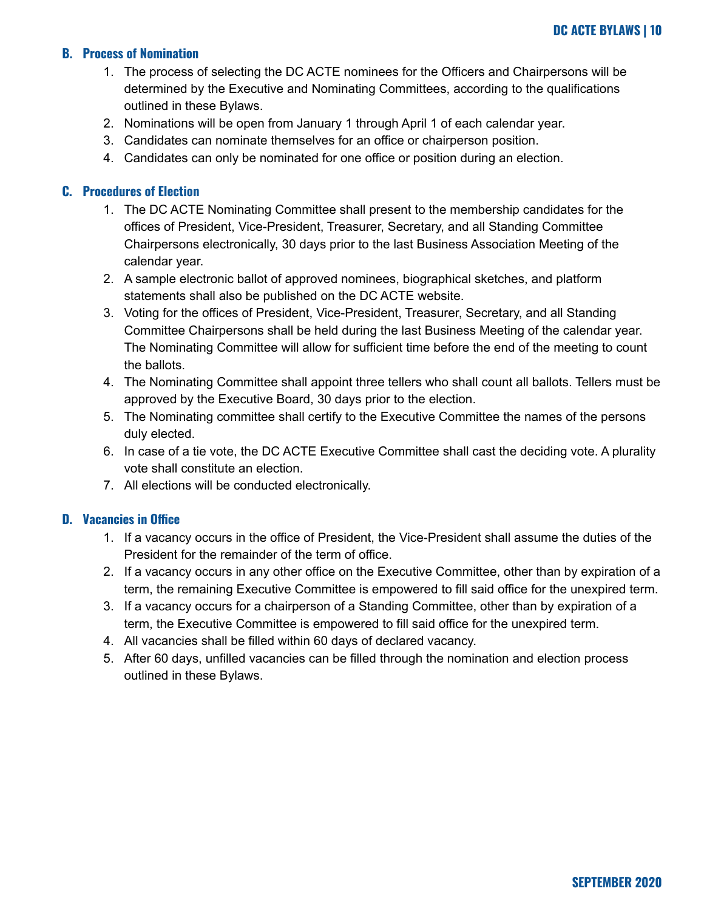### B. Process of Nomination

1. The process of selecting the DC ACTE nominees for the Officers and Chairpersons will be determined by the Executive and Nominating Committees, according to the qualifications outlined in these Bylaws.
2. Nominations will be open from January 1 through April 1 of each calendar year.
3. Candidates can nominate themselves for an office or chairperson position.
4. Candidates can only be nominated for one office or position during an election.

### C. Procedures of Election

1. The DC ACTE Nominating Committee shall present to the membership candidates for the offices of President, Vice-President, Treasurer, Secretary, and all Standing Committee Chairpersons electronically, 30 days prior to the last Business Association Meeting of the calendar year.
2. A sample electronic ballot of approved nominees, biographical sketches, and platform statements shall also be published on the DC ACTE website.
3. Voting for the offices of President, Vice-President, Treasurer, Secretary, and all Standing Committee Chairpersons shall be held during the last Business Meeting of the calendar year. The Nominating Committee will allow for sufficient time before the end of the meeting to count the ballots.
4. The Nominating Committee shall appoint three tellers who shall count all ballots. Tellers must be approved by the Executive Board, 30 days prior to the election.
5. The Nominating committee shall certify to the Executive Committee the names of the persons duly elected.
6. In case of a tie vote, the DC ACTE Executive Committee shall cast the deciding vote. A plurality vote shall constitute an election.
7. All elections will be conducted electronically.

### D. Vacancies in Office

1. If a vacancy occurs in the office of President, the Vice-President shall assume the duties of the President for the remainder of the term of office.
2. If a vacancy occurs in any other office on the Executive Committee, other than by expiration of a term, the remaining Executive Committee is empowered to fill said office for the unexpired term.
3. If a vacancy occurs for a chairperson of a Standing Committee, other than by expiration of a term, the Executive Committee is empowered to fill said office for the unexpired term.
4. All vacancies shall be filled within 60 days of declared vacancy.
5. After 60 days, unfilled vacancies can be filled through the nomination and election process outlined in these Bylaws.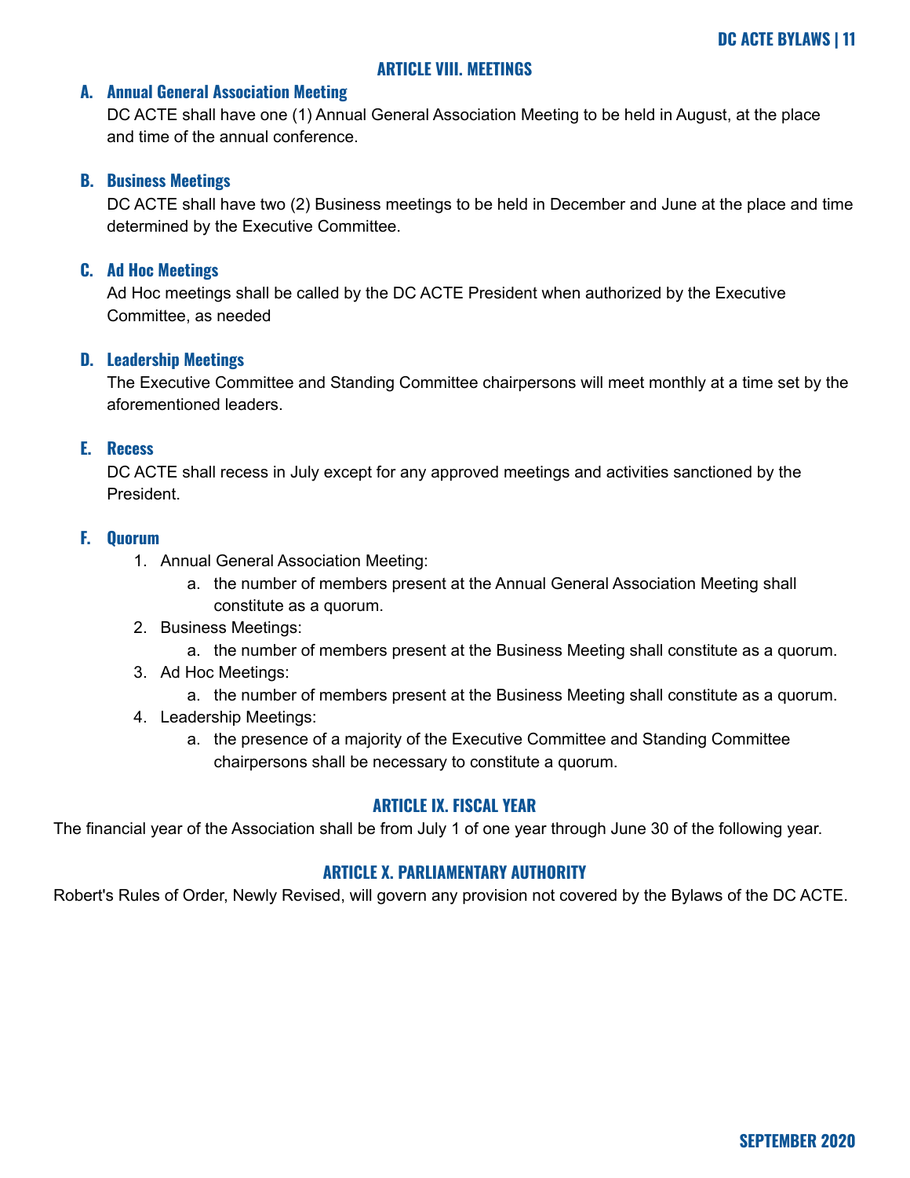## ARTICLE VIII. MEETINGS

### A. Annual General Association Meeting

DC ACTE shall have one (1) Annual General Association Meeting to be held in August, at the place and time of the annual conference.

### B. Business Meetings

DC ACTE shall have two (2) Business meetings to be held in December and June at the place and time determined by the Executive Committee.

### C. Ad Hoc Meetings

Ad Hoc meetings shall be called by the DC ACTE President when authorized by the Executive Committee, as needed

### D. Leadership Meetings

The Executive Committee and Standing Committee chairpersons will meet monthly at a time set by the aforementioned leaders.

### E. Recess

DC ACTE shall recess in July except for any approved meetings and activities sanctioned by the President.

### F. Quorum

1. Annual General Association Meeting:
    a. the number of members present at the Annual General Association Meeting shall constitute as a quorum.
2. Business Meetings:
    a. the number of members present at the Business Meeting shall constitute as a quorum.
3. Ad Hoc Meetings:
    a. the number of members present at the Business Meeting shall constitute as a quorum.
4. Leadership Meetings:
    a. the presence of a majority of the Executive Committee and Standing Committee chairpersons shall be necessary to constitute a quorum.

## ARTICLE IX. FISCAL YEAR

The financial year of the Association shall be from July 1 of one year through June 30 of the following year.

## ARTICLE X. PARLIAMENTARY AUTHORITY

Robert's Rules of Order, Newly Revised, will govern any provision not covered by the Bylaws of the DC ACTE.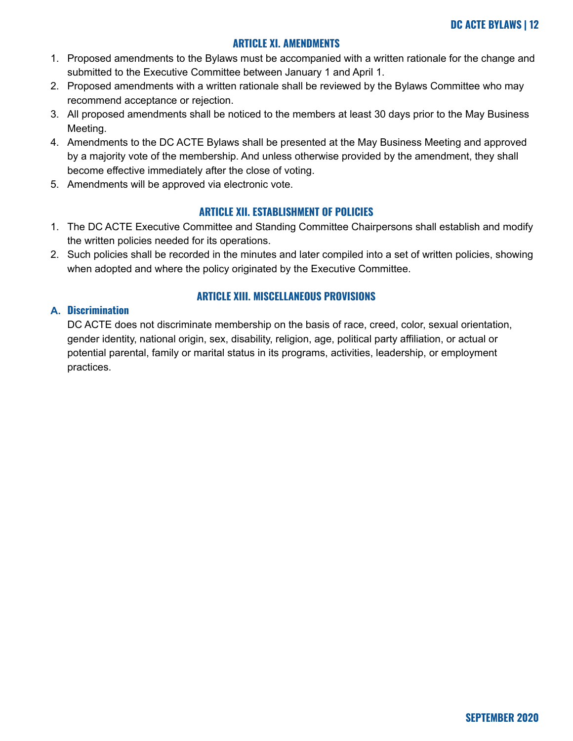## ARTICLE XI. AMENDMENTS

1. Proposed amendments to the Bylaws must be accompanied with a written rationale for the change and submitted to the Executive Committee between January 1 and April 1.
2. Proposed amendments with a written rationale shall be reviewed by the Bylaws Committee who may recommend acceptance or rejection.
3. All proposed amendments shall be noticed to the members at least 30 days prior to the May Business Meeting.
4. Amendments to the DC ACTE Bylaws shall be presented at the May Business Meeting and approved by a majority vote of the membership. And unless otherwise provided by the amendment, they shall become effective immediately after the close of voting.
5. Amendments will be approved via electronic vote.

## ARTICLE XII. ESTABLISHMENT OF POLICIES

1. The DC ACTE Executive Committee and Standing Committee Chairpersons shall establish and modify the written policies needed for its operations.
2. Such policies shall be recorded in the minutes and later compiled into a set of written policies, showing when adopted and where the policy originated by the Executive Committee.

## ARTICLE XIII. MISCELLANEOUS PROVISIONS

### A. Discrimination

DC ACTE does not discriminate membership on the basis of race, creed, color, sexual orientation, gender identity, national origin, sex, disability, religion, age, political party affiliation, or actual or potential parental, family or marital status in its programs, activities, leadership, or employment practices.